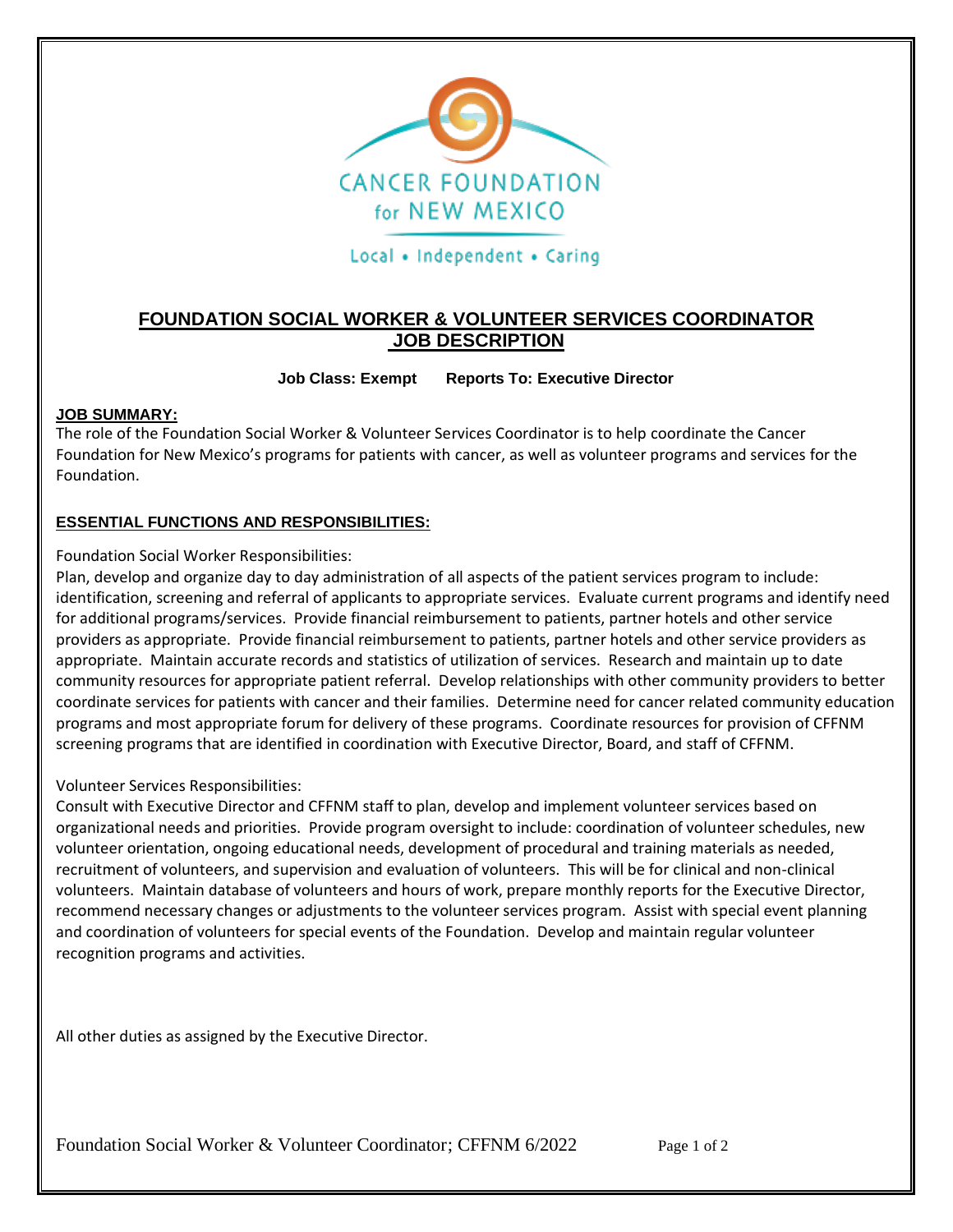CANCER FOUNDATION for NEW MEXICO

Local • Independent • Caring

# FOUNDATION SOCIAL WORKER & VOLUNTEER SERVICES COORDINATOR JOB DESCRIPTION

**Job Class: Exempt Reports To: Executive Director**

## JOB SUMMARY:

The role of the Foundation Social Worker & Volunteer Services Coordinator is to help coordinate the Cancer Foundation for New Mexico's programs for patients with cancer, as well as volunteer programs and services for the Foundation.

## ESSENTIAL FUNCTIONS AND RESPONSIBILITIES:

Foundation Social Worker Responsibilities:

Plan, develop and organize day to day administration of all aspects of the patient services program to include: identification, screening and referral of applicants to appropriate services. Evaluate current programs and identify need for additional programs/services. Provide financial reimbursement to patients, partner hotels and other service providers as appropriate. Provide financial reimbursement to patients, partner hotels and other service providers as appropriate. Maintain accurate records and statistics of utilization of services. Research and maintain up to date community resources for appropriate patient referral. Develop relationships with other community providers to better coordinate services for patients with cancer and their families. Determine need for cancer related community education programs and most appropriate forum for delivery of these programs. Coordinate resources for provision of CFFNM screening programs that are identified in coordination with Executive Director, Board, and staff of CFFNM.

Volunteer Services Responsibilities:

Consult with Executive Director and CFFNM staff to plan, develop and implement volunteer services based on organizational needs and priorities. Provide program oversight to include: coordination of volunteer schedules, new volunteer orientation, ongoing educational needs, development of procedural and training materials as needed, recruitment of volunteers, and supervision and evaluation of volunteers. This will be for clinical and non-clinical volunteers. Maintain database of volunteers and hours of work, prepare monthly reports for the Executive Director, recommend necessary changes or adjustments to the volunteer services program. Assist with special event planning and coordination of volunteers for special events of the Foundation. Develop and maintain regular volunteer recognition programs and activities.

All other duties as assigned by the Executive Director.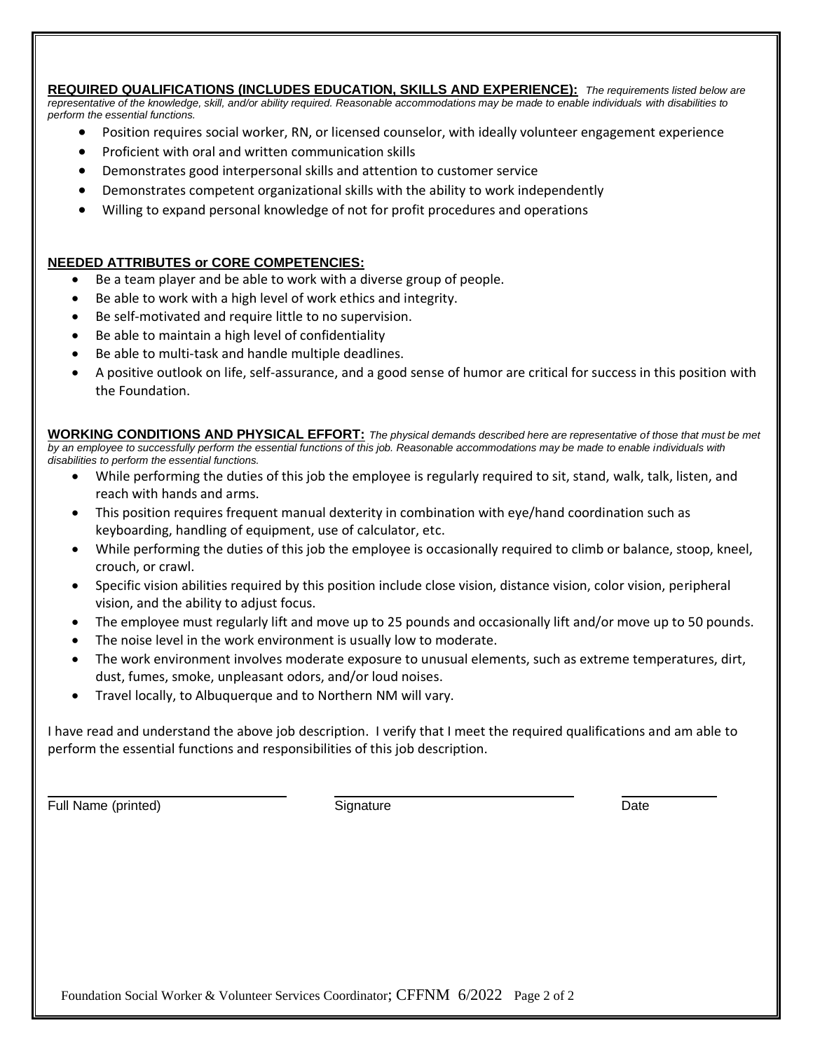**REQUIRED QUALIFICATIONS (INCLUDES EDUCATION, SKILLS AND EXPERIENCE):** *The requirements listed below are representative of the knowledge, skill, and/or ability required. Reasonable accommodations may be made to enable individuals with disabilities to perform the essential functions.*

- Position requires social worker, RN, or licensed counselor, with ideally volunteer engagement experience
- Proficient with oral and written communication skills
- Demonstrates good interpersonal skills and attention to customer service
- Demonstrates competent organizational skills with the ability to work independently
- Willing to expand personal knowledge of not for profit procedures and operations

**NEEDED ATTRIBUTES or CORE COMPETENCIES:**

- Be a team player and be able to work with a diverse group of people.
- Be able to work with a high level of work ethics and integrity.
- Be self-motivated and require little to no supervision.
- Be able to maintain a high level of confidentiality
- Be able to multi-task and handle multiple deadlines.
- A positive outlook on life, self-assurance, and a good sense of humor are critical for success in this position with the Foundation.

**WORKING CONDITIONS AND PHYSICAL EFFORT:** *The physical demands described here are representative of those that must be met by an employee to successfully perform the essential functions of this job. Reasonable accommodations may be made to enable individuals with disabilities to perform the essential functions.*

- While performing the duties of this job the employee is regularly required to sit, stand, walk, talk, listen, and reach with hands and arms.
- This position requires frequent manual dexterity in combination with eye/hand coordination such as keyboarding, handling of equipment, use of calculator, etc.
- While performing the duties of this job the employee is occasionally required to climb or balance, stoop, kneel, crouch, or crawl.
- Specific vision abilities required by this position include close vision, distance vision, color vision, peripheral vision, and the ability to adjust focus.
- The employee must regularly lift and move up to 25 pounds and occasionally lift and/or move up to 50 pounds.
- The noise level in the work environment is usually low to moderate.
- The work environment involves moderate exposure to unusual elements, such as extreme temperatures, dirt, dust, fumes, smoke, unpleasant odors, and/or loud noises.
- Travel locally, to Albuquerque and to Northern NM will vary.

I have read and understand the above job description. I verify that I meet the required qualifications and am able to perform the essential functions and responsibilities of this job description.

\_\_\_\_\_\_\_\_\_\_\_\_\_\_\_\_\_\_\_\_\_\_\_\_\_\_ \_\_\_\_\_\_\_\_\_\_\_\_\_\_\_\_\_\_\_\_\_\_\_\_\_\_ \_\_\_\_\_\_\_\_\_\_

Full Name (printed) Signature Date

Foundation Social Worker & Volunteer Services Coordinator; CFFNM 6/2022